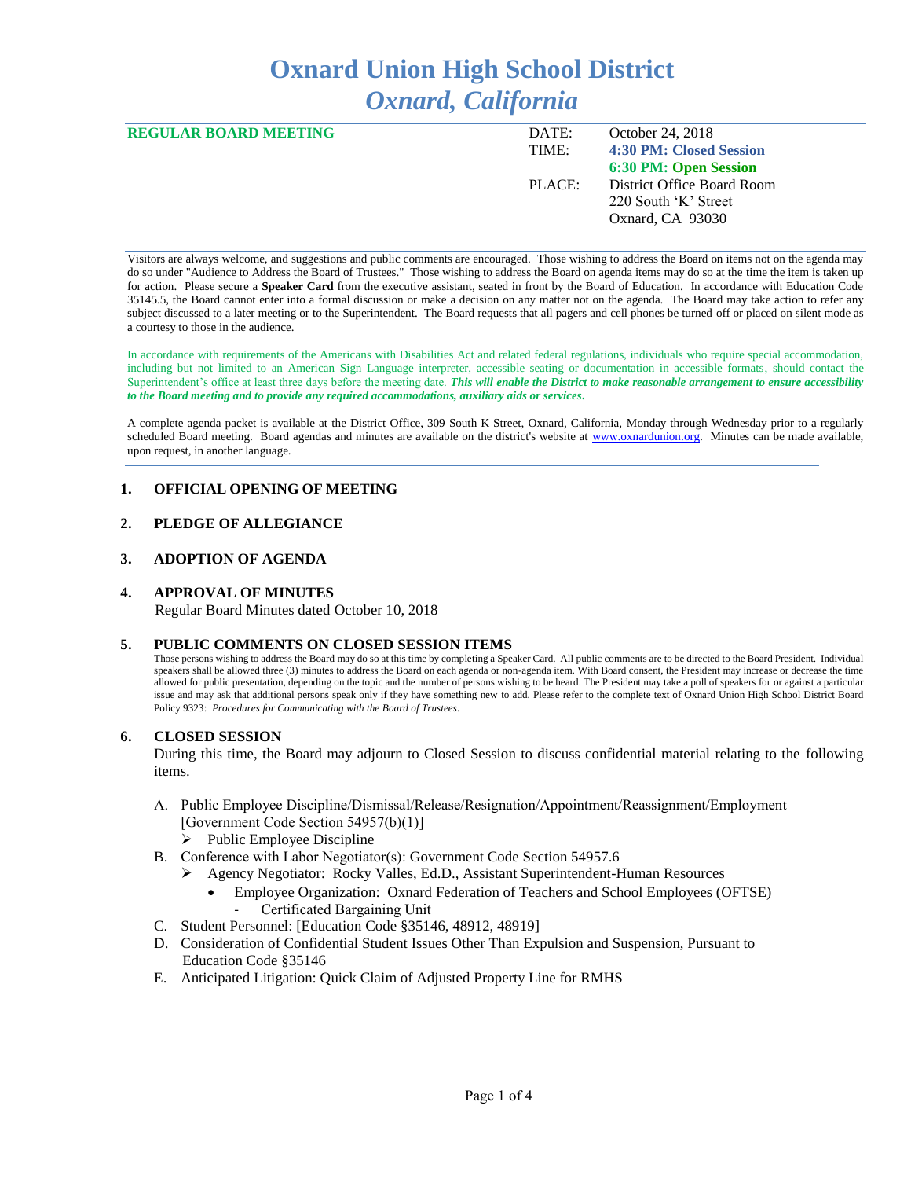# Oxnard Union High School District
## *Oxnard, California*

**REGULAR BOARD MEETING**

| | |
|---|---|
| DATE: | October 24, 2018 |
| TIME: | **4:30 PM: Closed Session** |
| | **6:30 PM: Open Session** |
| PLACE: | District Office Board Room |
| | 220 South 'K' Street |
| | Oxnard, CA 93030 |

Visitors are always welcome, and suggestions and public comments are encouraged. Those wishing to address the Board on items not on the agenda may do so under "Audience to Address the Board of Trustees." Those wishing to address the Board on agenda items may do so at the time the item is taken up for action. Please secure a **Speaker Card** from the executive assistant, seated in front by the Board of Education. In accordance with Education Code 35145.5, the Board cannot enter into a formal discussion or make a decision on any matter not on the agenda. The Board may take action to refer any subject discussed to a later meeting or to the Superintendent. The Board requests that all pagers and cell phones be turned off or placed on silent mode as a courtesy to those in the audience.

In accordance with requirements of the Americans with Disabilities Act and related federal regulations, individuals who require special accommodation, including but not limited to an American Sign Language interpreter, accessible seating or documentation in accessible formats, should contact the Superintendent's office at least three days before the meeting date. ***This will enable the District to make reasonable arrangement to ensure accessibility to the Board meeting and to provide any required accommodations, auxiliary aids or services.***

A complete agenda packet is available at the District Office, 309 South K Street, Oxnard, California, Monday through Wednesday prior to a regularly scheduled Board meeting. Board agendas and minutes are available on the district's website at www.oxnardunion.org. Minutes can be made available, upon request, in another language.

### 1. OFFICIAL OPENING OF MEETING

### 2. PLEDGE OF ALLEGIANCE

### 3. ADOPTION OF AGENDA

### 4. APPROVAL OF MINUTES

Regular Board Minutes dated October 10, 2018

### 5. PUBLIC COMMENTS ON CLOSED SESSION ITEMS

Those persons wishing to address the Board may do so at this time by completing a Speaker Card. All public comments are to be directed to the Board President. Individual speakers shall be allowed three (3) minutes to address the Board on each agenda or non-agenda item. With Board consent, the President may increase or decrease the time allowed for public presentation, depending on the topic and the number of persons wishing to be heard. The President may take a poll of speakers for or against a particular issue and may ask that additional persons speak only if they have something new to add. Please refer to the complete text of Oxnard Union High School District Board Policy 9323: *Procedures for Communicating with the Board of Trustees*.

### 6. CLOSED SESSION

During this time, the Board may adjourn to Closed Session to discuss confidential material relating to the following items.

A. Public Employee Discipline/Dismissal/Release/Resignation/Appointment/Reassignment/Employment [Government Code Section 54957(b)(1)]
   - Public Employee Discipline

B. Conference with Labor Negotiator(s): Government Code Section 54957.6
   - Agency Negotiator: Rocky Valles, Ed.D., Assistant Superintendent-Human Resources
     - Employee Organization: Oxnard Federation of Teachers and School Employees (OFTSE)
       - Certificated Bargaining Unit

C. Student Personnel: [Education Code §35146, 48912, 48919]

D. Consideration of Confidential Student Issues Other Than Expulsion and Suspension, Pursuant to Education Code §35146

E. Anticipated Litigation: Quick Claim of Adjusted Property Line for RMHS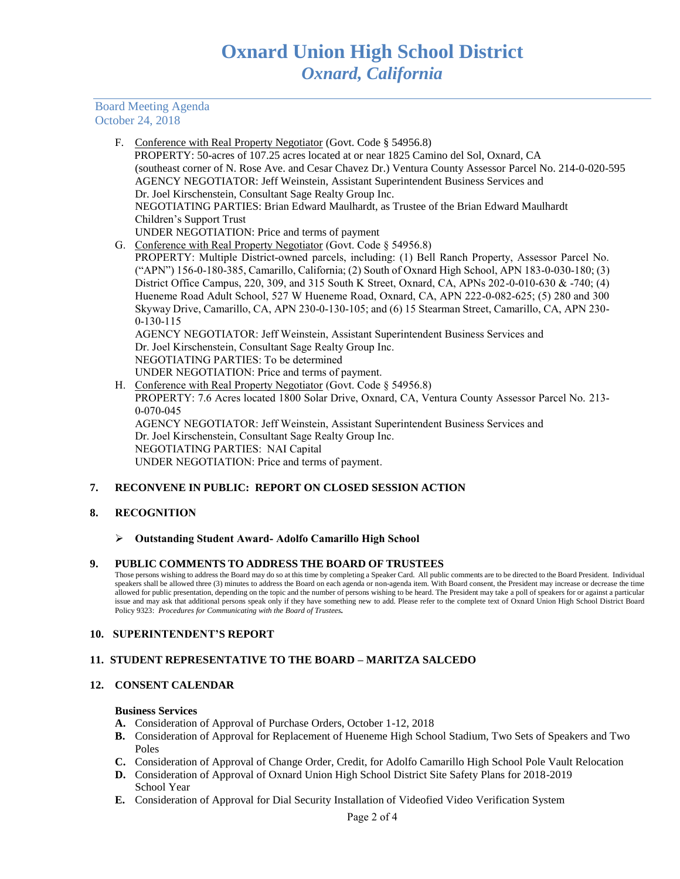F. Conference with Real Property Negotiator (Govt. Code § 54956.8)
PROPERTY: 50-acres of 107.25 acres located at or near 1825 Camino del Sol, Oxnard, CA (southeast corner of N. Rose Ave. and Cesar Chavez Dr.) Ventura County Assessor Parcel No. 214-0-020-595
AGENCY NEGOTIATOR: Jeff Weinstein, Assistant Superintendent Business Services and Dr. Joel Kirschenstein, Consultant Sage Realty Group Inc.
NEGOTIATING PARTIES: Brian Edward Maulhardt, as Trustee of the Brian Edward Maulhardt Children's Support Trust
UNDER NEGOTIATION: Price and terms of payment

G. Conference with Real Property Negotiator (Govt. Code § 54956.8)
PROPERTY: Multiple District-owned parcels, including: (1) Bell Ranch Property, Assessor Parcel No. ("APN") 156-0-180-385, Camarillo, California; (2) South of Oxnard High School, APN 183-0-030-180; (3) District Office Campus, 220, 309, and 315 South K Street, Oxnard, CA, APNs 202-0-010-630 & -740; (4) Hueneme Road Adult School, 527 W Hueneme Road, Oxnard, CA, APN 222-0-082-625; (5) 280 and 300 Skyway Drive, Camarillo, CA, APN 230-0-130-105; and (6) 15 Stearman Street, Camarillo, CA, APN 230-0-130-115
AGENCY NEGOTIATOR: Jeff Weinstein, Assistant Superintendent Business Services and Dr. Joel Kirschenstein, Consultant Sage Realty Group Inc.
NEGOTIATING PARTIES: To be determined
UNDER NEGOTIATION: Price and terms of payment.

H. Conference with Real Property Negotiator (Govt. Code § 54956.8)
PROPERTY: 7.6 Acres located 1800 Solar Drive, Oxnard, CA, Ventura County Assessor Parcel No. 213-0-070-045
AGENCY NEGOTIATOR: Jeff Weinstein, Assistant Superintendent Business Services and Dr. Joel Kirschenstein, Consultant Sage Realty Group Inc.
NEGOTIATING PARTIES: NAI Capital
UNDER NEGOTIATION: Price and terms of payment.

## 7. RECONVENE IN PUBLIC: REPORT ON CLOSED SESSION ACTION

## 8. RECOGNITION

- **Outstanding Student Award- Adolfo Camarillo High School**

## 9. PUBLIC COMMENTS TO ADDRESS THE BOARD OF TRUSTEES

Those persons wishing to address the Board may do so at this time by completing a Speaker Card. All public comments are to be directed to the Board President. Individual speakers shall be allowed three (3) minutes to address the Board on each agenda or non-agenda item. With Board consent, the President may increase or decrease the time allowed for public presentation, depending on the topic and the number of persons wishing to be heard. The President may take a poll of speakers for or against a particular issue and may ask that additional persons speak only if they have something new to add. Please refer to the complete text of Oxnard Union High School District Board Policy 9323: *Procedures for Communicating with the Board of Trustees.*

## 10. SUPERINTENDENT'S REPORT

## 11. STUDENT REPRESENTATIVE TO THE BOARD – MARITZA SALCEDO

## 12. CONSENT CALENDAR

**Business Services**

**A.** Consideration of Approval of Purchase Orders, October 1-12, 2018
**B.** Consideration of Approval for Replacement of Hueneme High School Stadium, Two Sets of Speakers and Two Poles
**C.** Consideration of Approval of Change Order, Credit, for Adolfo Camarillo High School Pole Vault Relocation
**D.** Consideration of Approval of Oxnard Union High School District Site Safety Plans for 2018-2019 School Year
**E.** Consideration of Approval for Dial Security Installation of Videofied Video Verification System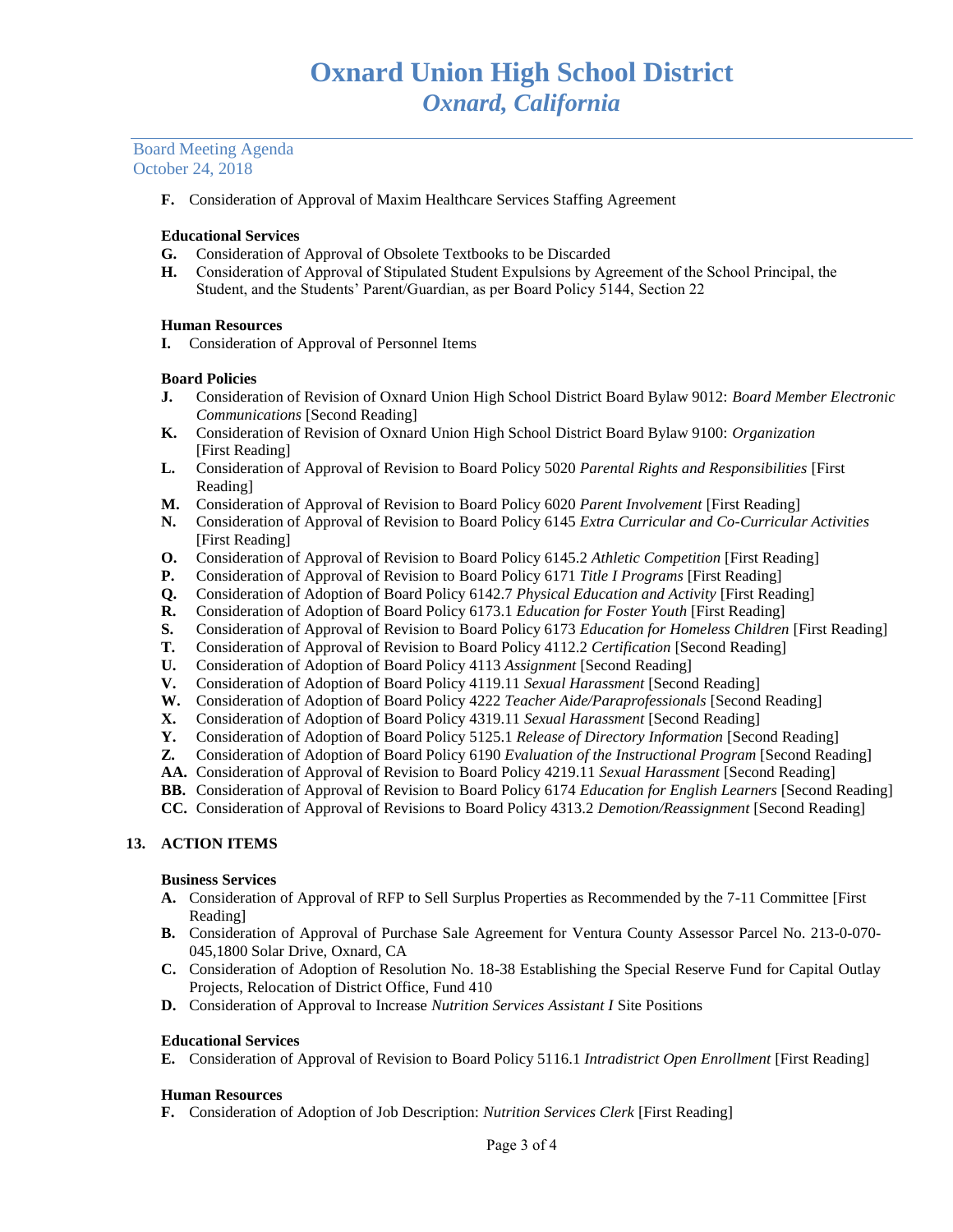**F.** Consideration of Approval of Maxim Healthcare Services Staffing Agreement

**Educational Services**

**G.** Consideration of Approval of Obsolete Textbooks to be Discarded

**H.** Consideration of Approval of Stipulated Student Expulsions by Agreement of the School Principal, the Student, and the Students' Parent/Guardian, as per Board Policy 5144, Section 22

**Human Resources**

**I.** Consideration of Approval of Personnel Items

**Board Policies**

**J.** Consideration of Revision of Oxnard Union High School District Board Bylaw 9012: *Board Member Electronic Communications* [Second Reading]

**K.** Consideration of Revision of Oxnard Union High School District Board Bylaw 9100: *Organization* [First Reading]

**L.** Consideration of Approval of Revision to Board Policy 5020 *Parental Rights and Responsibilities* [First Reading]

**M.** Consideration of Approval of Revision to Board Policy 6020 *Parent Involvement* [First Reading]

**N.** Consideration of Approval of Revision to Board Policy 6145 *Extra Curricular and Co-Curricular Activities* [First Reading]

**O.** Consideration of Approval of Revision to Board Policy 6145.2 *Athletic Competition* [First Reading]

**P.** Consideration of Approval of Revision to Board Policy 6171 *Title I Programs* [First Reading]

**Q.** Consideration of Adoption of Board Policy 6142.7 *Physical Education and Activity* [First Reading]

**R.** Consideration of Adoption of Board Policy 6173.1 *Education for Foster Youth* [First Reading]

**S.** Consideration of Approval of Revision to Board Policy 6173 *Education for Homeless Children* [First Reading]

**T.** Consideration of Approval of Revision to Board Policy 4112.2 *Certification* [Second Reading]

**U.** Consideration of Adoption of Board Policy 4113 *Assignment* [Second Reading]

**V.** Consideration of Adoption of Board Policy 4119.11 *Sexual Harassment* [Second Reading]

**W.** Consideration of Adoption of Board Policy 4222 *Teacher Aide/Paraprofessionals* [Second Reading]

**X.** Consideration of Adoption of Board Policy 4319.11 *Sexual Harassment* [Second Reading]

**Y.** Consideration of Adoption of Board Policy 5125.1 *Release of Directory Information* [Second Reading]

**Z.** Consideration of Adoption of Board Policy 6190 *Evaluation of the Instructional Program* [Second Reading]

**AA.** Consideration of Approval of Revision to Board Policy 4219.11 *Sexual Harassment* [Second Reading]

**BB.** Consideration of Approval of Revision to Board Policy 6174 *Education for English Learners* [Second Reading]

**CC.** Consideration of Approval of Revisions to Board Policy 4313.2 *Demotion/Reassignment* [Second Reading]

## 13. ACTION ITEMS

**Business Services**

**A.** Consideration of Approval of RFP to Sell Surplus Properties as Recommended by the 7-11 Committee [First Reading]

**B.** Consideration of Approval of Purchase Sale Agreement for Ventura County Assessor Parcel No. 213-0-070-045,1800 Solar Drive, Oxnard, CA

**C.** Consideration of Adoption of Resolution No. 18-38 Establishing the Special Reserve Fund for Capital Outlay Projects, Relocation of District Office, Fund 410

**D.** Consideration of Approval to Increase *Nutrition Services Assistant I* Site Positions

**Educational Services**

**E.** Consideration of Approval of Revision to Board Policy 5116.1 *Intradistrict Open Enrollment* [First Reading]

**Human Resources**

**F.** Consideration of Adoption of Job Description: *Nutrition Services Clerk* [First Reading]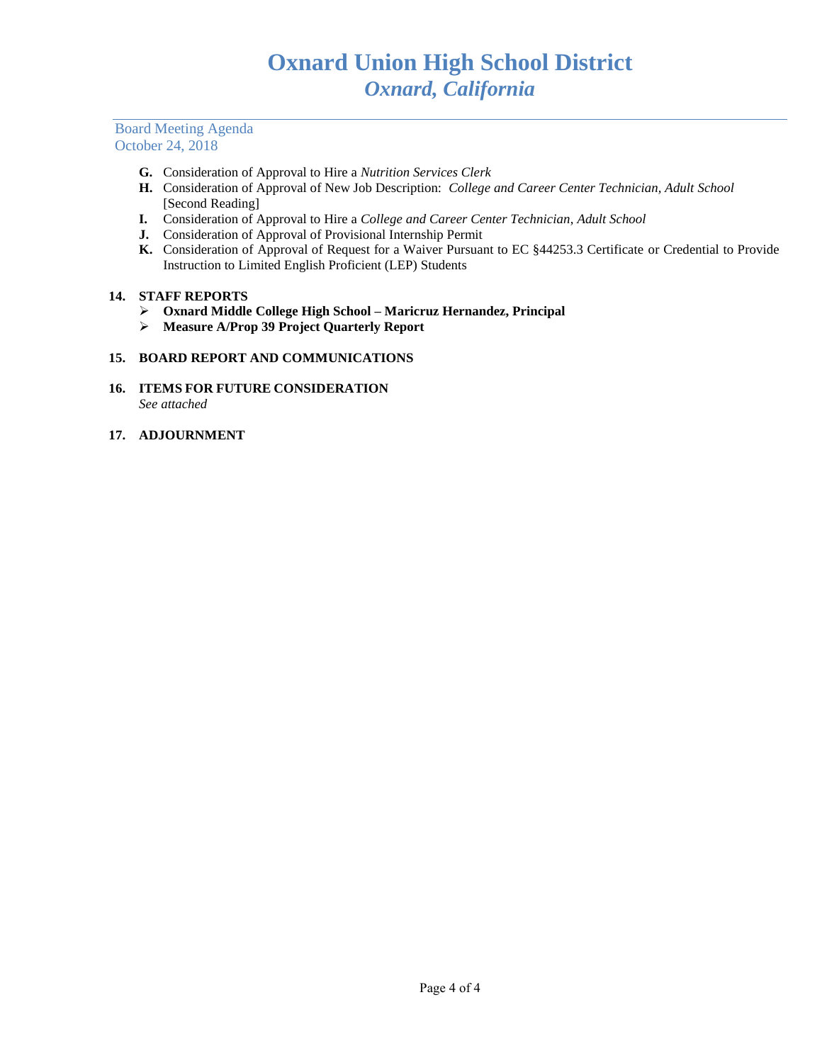# Oxnard Union High School District
## *Oxnard, California*

Board Meeting Agenda
October 24, 2018

- **G.** Consideration of Approval to Hire a *Nutrition Services Clerk*
- **H.** Consideration of Approval of New Job Description: *College and Career Center Technician, Adult School* [Second Reading]
- **I.** Consideration of Approval to Hire a *College and Career Center Technician*, *Adult School*
- **J.** Consideration of Approval of Provisional Internship Permit
- **K.** Consideration of Approval of Request for a Waiver Pursuant to EC §44253.3 Certificate or Credential to Provide Instruction to Limited English Proficient (LEP) Students

**14. STAFF REPORTS**

- **Oxnard Middle College High School – Maricruz Hernandez, Principal**
- **Measure A/Prop 39 Project Quarterly Report**

**15. BOARD REPORT AND COMMUNICATIONS**

**16. ITEMS FOR FUTURE CONSIDERATION**
*See attached*

**17. ADJOURNMENT**